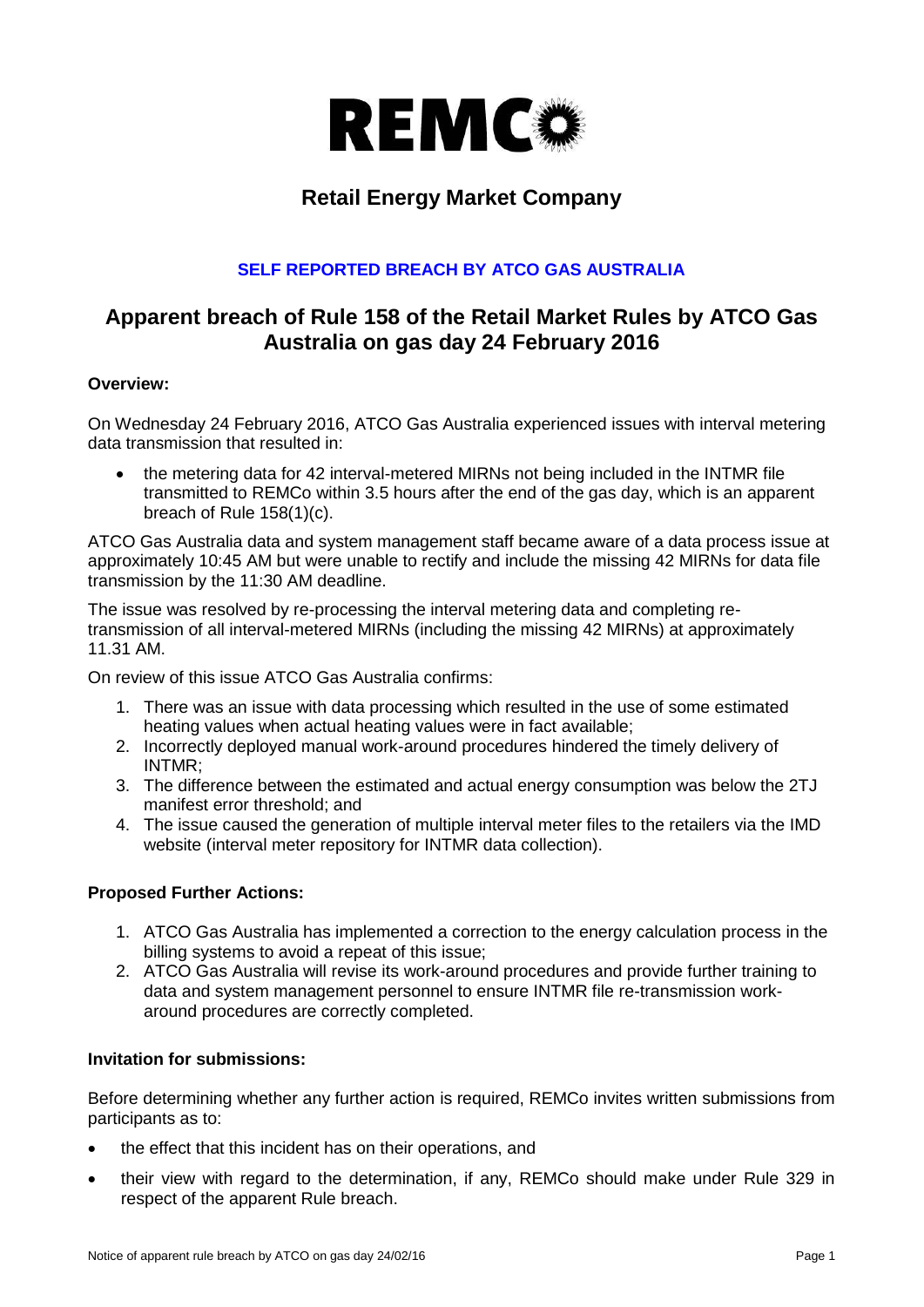# REMCO

## Retail Energy Market Company

**SELF REPORTED BREACH BY ATCO GAS AUSTRALIA**

## Apparent breach of Rule 158 of the Retail Market Rules by ATCO Gas Australia on gas day 24 February 2016

**Overview:**

On Wednesday 24 February 2016, ATCO Gas Australia experienced issues with interval metering data transmission that resulted in:

- the metering data for 42 interval-metered MIRNs not being included in the INTMR file transmitted to REMCo within 3.5 hours after the end of the gas day, which is an apparent breach of Rule 158(1)(c).

ATCO Gas Australia data and system management staff became aware of a data process issue at approximately 10:45 AM but were unable to rectify and include the missing 42 MIRNs for data file transmission by the 11:30 AM deadline.

The issue was resolved by re-processing the interval metering data and completing re-transmission of all interval-metered MIRNs (including the missing 42 MIRNs) at approximately 11.31 AM.

On review of this issue ATCO Gas Australia confirms:

1. There was an issue with data processing which resulted in the use of some estimated heating values when actual heating values were in fact available;
2. Incorrectly deployed manual work-around procedures hindered the timely delivery of INTMR;
3. The difference between the estimated and actual energy consumption was below the 2TJ manifest error threshold; and
4. The issue caused the generation of multiple interval meter files to the retailers via the IMD website (interval meter repository for INTMR data collection).

**Proposed Further Actions:**

1. ATCO Gas Australia has implemented a correction to the energy calculation process in the billing systems to avoid a repeat of this issue;
2. ATCO Gas Australia will revise its work-around procedures and provide further training to data and system management personnel to ensure INTMR file re-transmission work-around procedures are correctly completed.

**Invitation for submissions:**

Before determining whether any further action is required, REMCo invites written submissions from participants as to:

- the effect that this incident has on their operations, and
- their view with regard to the determination, if any, REMCo should make under Rule 329 in respect of the apparent Rule breach.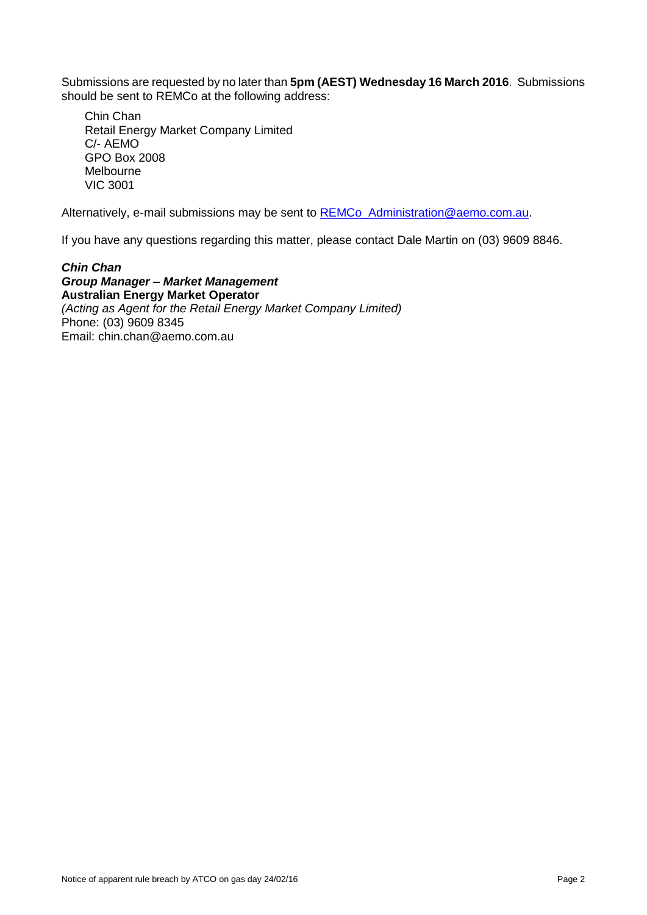Submissions are requested by no later than **5pm (AEST) Wednesday 16 March 2016**. Submissions should be sent to REMCo at the following address:

Chin Chan
Retail Energy Market Company Limited
C/- AEMO
GPO Box 2008
Melbourne
VIC 3001

Alternatively, e-mail submissions may be sent to REMCo_Administration@aemo.com.au.

If you have any questions regarding this matter, please contact Dale Martin on (03) 9609 8846.

***Chin Chan***
***Group Manager – Market Management***
**Australian Energy Market Operator**
*(Acting as Agent for the Retail Energy Market Company Limited)*
Phone: (03) 9609 8345
Email: chin.chan@aemo.com.au